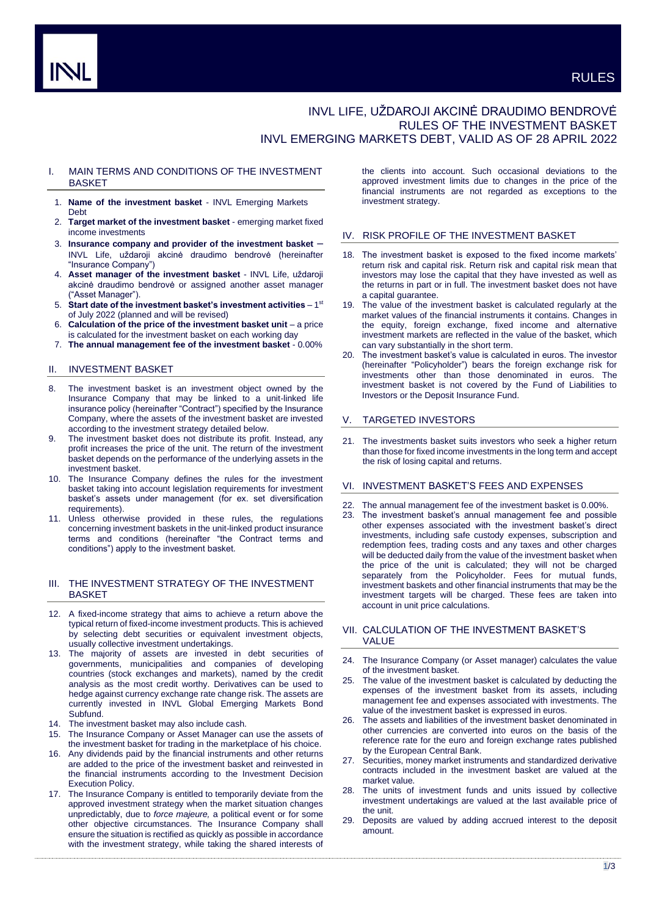# INVL LIFE, UŽDAROJI AKCINĖ DRAUDIMO BENDROVĖ
# RULES OF THE INVESTMENT BASKET
# INVL EMERGING MARKETS DEBT, VALID AS OF 28 APRIL 2022

## I. MAIN TERMS AND CONDITIONS OF THE INVESTMENT BASKET

1. **Name of the investment basket** - INVL Emerging Markets Debt
2. **Target market of the investment basket** - emerging market fixed income investments
3. **Insurance company and provider of the investment basket** – INVL Life, uždaroji akcinė draudimo bendrovė (hereinafter "Insurance Company")
4. **Asset manager of the investment basket** - INVL Life, uždaroji akcinė draudimo bendrovė or assigned another asset manager ("Asset Manager").
5. **Start date of the investment basket's investment activities** – 1st of July 2022 (planned and will be revised)
6. **Calculation of the price of the investment basket unit** – a price is calculated for the investment basket on each working day
7. **The annual management fee of the investment basket** - 0.00%

## II. INVESTMENT BASKET

8. The investment basket is an investment object owned by the Insurance Company that may be linked to a unit-linked life insurance policy (hereinafter "Contract") specified by the Insurance Company, where the assets of the investment basket are invested according to the investment strategy detailed below.
9. The investment basket does not distribute its profit. Instead, any profit increases the price of the unit. The return of the investment basket depends on the performance of the underlying assets in the investment basket.
10. The Insurance Company defines the rules for the investment basket taking into account legislation requirements for investment basket's assets under management (for ex. set diversification requirements).
11. Unless otherwise provided in these rules, the regulations concerning investment baskets in the unit-linked product insurance terms and conditions (hereinafter "the Contract terms and conditions") apply to the investment basket.

## III. THE INVESTMENT STRATEGY OF THE INVESTMENT BASKET

12. A fixed-income strategy that aims to achieve a return above the typical return of fixed-income investment products. This is achieved by selecting debt securities or equivalent investment objects, usually collective investment undertakings.
13. The majority of assets are invested in debt securities of governments, municipalities and companies of developing countries (stock exchanges and markets), named by the credit analysis as the most credit worthy. Derivatives can be used to hedge against currency exchange rate change risk. The assets are currently invested in INVL Global Emerging Markets Bond Subfund.
14. The investment basket may also include cash.
15. The Insurance Company or Asset Manager can use the assets of the investment basket for trading in the marketplace of his choice.
16. Any dividends paid by the financial instruments and other returns are added to the price of the investment basket and reinvested in the financial instruments according to the Investment Decision Execution Policy.
17. The Insurance Company is entitled to temporarily deviate from the approved investment strategy when the market situation changes unpredictably, due to *force majeure,* a political event or for some other objective circumstances. The Insurance Company shall ensure the situation is rectified as quickly as possible in accordance with the investment strategy, while taking the shared interests of the clients into account. Such occasional deviations to the approved investment limits due to changes in the price of the financial instruments are not regarded as exceptions to the investment strategy.

## IV. RISK PROFILE OF THE INVESTMENT BASKET

18. The investment basket is exposed to the fixed income markets' return risk and capital risk. Return risk and capital risk mean that investors may lose the capital that they have invested as well as the returns in part or in full. The investment basket does not have a capital guarantee.
19. The value of the investment basket is calculated regularly at the market values of the financial instruments it contains. Changes in the equity, foreign exchange, fixed income and alternative investment markets are reflected in the value of the basket, which can vary substantially in the short term.
20. The investment basket's value is calculated in euros. The investor (hereinafter "Policyholder") bears the foreign exchange risk for investments other than those denominated in euros. The investment basket is not covered by the Fund of Liabilities to Investors or the Deposit Insurance Fund.

## V. TARGETED INVESTORS

21. The investments basket suits investors who seek a higher return than those for fixed income investments in the long term and accept the risk of losing capital and returns.

## VI. INVESTMENT BASKET'S FEES AND EXPENSES

22. The annual management fee of the investment basket is 0.00%.
23. The investment basket's annual management fee and possible other expenses associated with the investment basket's direct investments, including safe custody expenses, subscription and redemption fees, trading costs and any taxes and other charges will be deducted daily from the value of the investment basket when the price of the unit is calculated; they will not be charged separately from the Policyholder. Fees for mutual funds, investment baskets and other financial instruments that may be the investment targets will be charged. These fees are taken into account in unit price calculations.

## VII. CALCULATION OF THE INVESTMENT BASKET'S VALUE

24. The Insurance Company (or Asset manager) calculates the value of the investment basket.
25. The value of the investment basket is calculated by deducting the expenses of the investment basket from its assets, including management fee and expenses associated with investments. The value of the investment basket is expressed in euros.
26. The assets and liabilities of the investment basket denominated in other currencies are converted into euros on the basis of the reference rate for the euro and foreign exchange rates published by the European Central Bank.
27. Securities, money market instruments and standardized derivative contracts included in the investment basket are valued at the market value.
28. The units of investment funds and units issued by collective investment undertakings are valued at the last available price of the unit.
29. Deposits are valued by adding accrued interest to the deposit amount.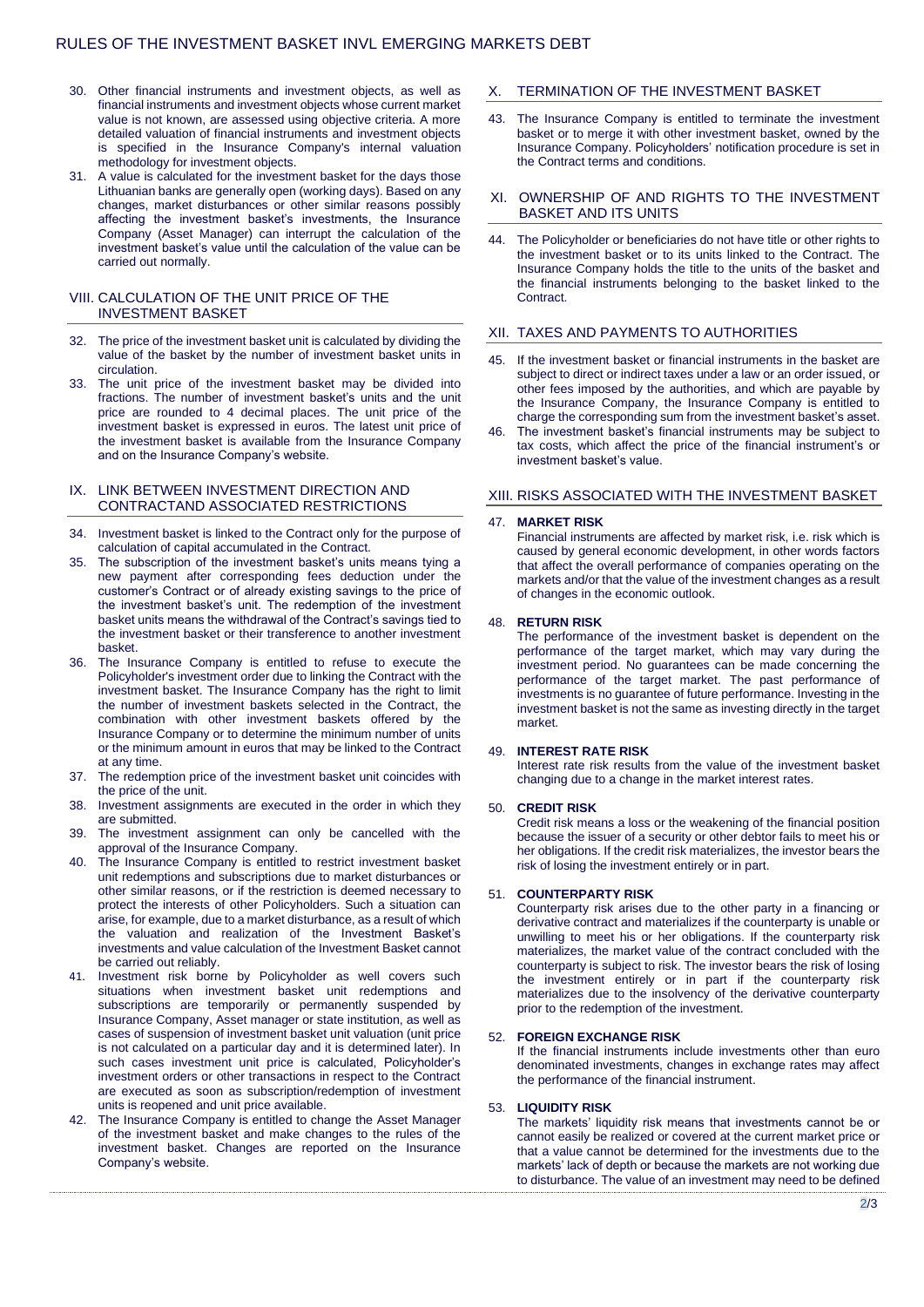30. Other financial instruments and investment objects, as well as financial instruments and investment objects whose current market value is not known, are assessed using objective criteria. A more detailed valuation of financial instruments and investment objects is specified in the Insurance Company's internal valuation methodology for investment objects.
31. A value is calculated for the investment basket for the days those Lithuanian banks are generally open (working days). Based on any changes, market disturbances or other similar reasons possibly affecting the investment basket's investments, the Insurance Company (Asset Manager) can interrupt the calculation of the investment basket's value until the calculation of the value can be carried out normally.

## VIII. CALCULATION OF THE UNIT PRICE OF THE INVESTMENT BASKET

32. The price of the investment basket unit is calculated by dividing the value of the basket by the number of investment basket units in circulation.
33. The unit price of the investment basket may be divided into fractions. The number of investment basket's units and the unit price are rounded to 4 decimal places. The unit price of the investment basket is expressed in euros. The latest unit price of the investment basket is available from the Insurance Company and on the Insurance Company's website.

## IX. LINK BETWEEN INVESTMENT DIRECTION AND CONTRACTAND ASSOCIATED RESTRICTIONS

34. Investment basket is linked to the Contract only for the purpose of calculation of capital accumulated in the Contract.
35. The subscription of the investment basket's units means tying a new payment after corresponding fees deduction under the customer's Contract or of already existing savings to the price of the investment basket's unit. The redemption of the investment basket units means the withdrawal of the Contract's savings tied to the investment basket or their transference to another investment basket.
36. The Insurance Company is entitled to refuse to execute the Policyholder's investment order due to linking the Contract with the investment basket. The Insurance Company has the right to limit the number of investment baskets selected in the Contract, the combination with other investment baskets offered by the Insurance Company or to determine the minimum number of units or the minimum amount in euros that may be linked to the Contract at any time.
37. The redemption price of the investment basket unit coincides with the price of the unit.
38. Investment assignments are executed in the order in which they are submitted.
39. The investment assignment can only be cancelled with the approval of the Insurance Company.
40. The Insurance Company is entitled to restrict investment basket unit redemptions and subscriptions due to market disturbances or other similar reasons, or if the restriction is deemed necessary to protect the interests of other Policyholders. Such a situation can arise, for example, due to a market disturbance, as a result of which the valuation and realization of the Investment Basket's investments and value calculation of the Investment Basket cannot be carried out reliably.
41. Investment risk borne by Policyholder as well covers such situations when investment basket unit redemptions and subscriptions are temporarily or permanently suspended by Insurance Company, Asset manager or state institution, as well as cases of suspension of investment basket unit valuation (unit price is not calculated on a particular day and it is determined later). In such cases investment unit price is calculated, Policyholder's investment orders or other transactions in respect to the Contract are executed as soon as subscription/redemption of investment units is reopened and unit price available.
42. The Insurance Company is entitled to change the Asset Manager of the investment basket and make changes to the rules of the investment basket. Changes are reported on the Insurance Company's website.

## X. TERMINATION OF THE INVESTMENT BASKET

43. The Insurance Company is entitled to terminate the investment basket or to merge it with other investment basket, owned by the Insurance Company. Policyholders' notification procedure is set in the Contract terms and conditions.

## XI. OWNERSHIP OF AND RIGHTS TO THE INVESTMENT BASKET AND ITS UNITS

44. The Policyholder or beneficiaries do not have title or other rights to the investment basket or to its units linked to the Contract. The Insurance Company holds the title to the units of the basket and the financial instruments belonging to the basket linked to the Contract.

## XII. TAXES AND PAYMENTS TO AUTHORITIES

45. If the investment basket or financial instruments in the basket are subject to direct or indirect taxes under a law or an order issued, or other fees imposed by the authorities, and which are payable by the Insurance Company, the Insurance Company is entitled to charge the corresponding sum from the investment basket's asset.
46. The investment basket's financial instruments may be subject to tax costs, which affect the price of the financial instrument's or investment basket's value.

## XIII. RISKS ASSOCIATED WITH THE INVESTMENT BASKET

47. **MARKET RISK**

    Financial instruments are affected by market risk, i.e. risk which is caused by general economic development, in other words factors that affect the overall performance of companies operating on the markets and/or that the value of the investment changes as a result of changes in the economic outlook.

48. **RETURN RISK**

    The performance of the investment basket is dependent on the performance of the target market, which may vary during the investment period. No guarantees can be made concerning the performance of the target market. The past performance of investments is no guarantee of future performance. Investing in the investment basket is not the same as investing directly in the target market.

49. **INTEREST RATE RISK**

    Interest rate risk results from the value of the investment basket changing due to a change in the market interest rates.

50. **CREDIT RISK**

    Credit risk means a loss or the weakening of the financial position because the issuer of a security or other debtor fails to meet his or her obligations. If the credit risk materializes, the investor bears the risk of losing the investment entirely or in part.

51. **COUNTERPARTY RISK**

    Counterparty risk arises due to the other party in a financing or derivative contract and materializes if the counterparty is unable or unwilling to meet his or her obligations. If the counterparty risk materializes, the market value of the contract concluded with the counterparty is subject to risk. The investor bears the risk of losing the investment entirely or in part if the counterparty risk materializes due to the insolvency of the derivative counterparty prior to the redemption of the investment.

52. **FOREIGN EXCHANGE RISK**

    If the financial instruments include investments other than euro denominated investments, changes in exchange rates may affect the performance of the financial instrument.

53. **LIQUIDITY RISK**

    The markets' liquidity risk means that investments cannot be or cannot easily be realized or covered at the current market price or that a value cannot be determined for the investments due to the markets' lack of depth or because the markets are not working due to disturbance. The value of an investment may need to be defined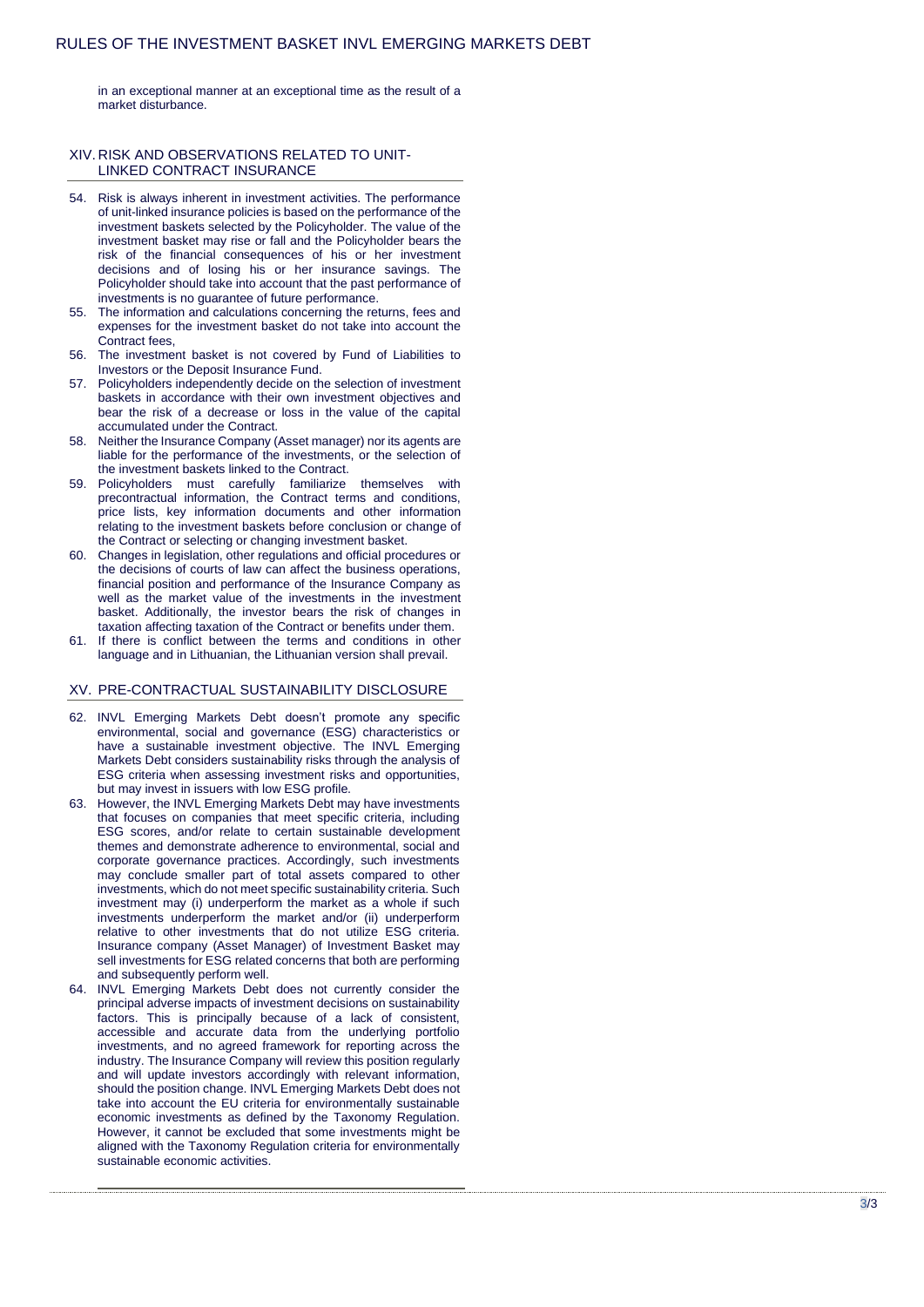in an exceptional manner at an exceptional time as the result of a market disturbance.

## XIV. RISK AND OBSERVATIONS RELATED TO UNIT-LINKED CONTRACT INSURANCE

54. Risk is always inherent in investment activities. The performance of unit-linked insurance policies is based on the performance of the investment baskets selected by the Policyholder. The value of the investment basket may rise or fall and the Policyholder bears the risk of the financial consequences of his or her investment decisions and of losing his or her insurance savings. The Policyholder should take into account that the past performance of investments is no guarantee of future performance.
55. The information and calculations concerning the returns, fees and expenses for the investment basket do not take into account the Contract fees,
56. The investment basket is not covered by Fund of Liabilities to Investors or the Deposit Insurance Fund.
57. Policyholders independently decide on the selection of investment baskets in accordance with their own investment objectives and bear the risk of a decrease or loss in the value of the capital accumulated under the Contract.
58. Neither the Insurance Company (Asset manager) nor its agents are liable for the performance of the investments, or the selection of the investment baskets linked to the Contract.
59. Policyholders must carefully familiarize themselves with precontractual information, the Contract terms and conditions, price lists, key information documents and other information relating to the investment baskets before conclusion or change of the Contract or selecting or changing investment basket.
60. Changes in legislation, other regulations and official procedures or the decisions of courts of law can affect the business operations, financial position and performance of the Insurance Company as well as the market value of the investments in the investment basket. Additionally, the investor bears the risk of changes in taxation affecting taxation of the Contract or benefits under them.
61. If there is conflict between the terms and conditions in other language and in Lithuanian, the Lithuanian version shall prevail.

## XV. PRE-CONTRACTUAL SUSTAINABILITY DISCLOSURE

62. INVL Emerging Markets Debt doesn't promote any specific environmental, social and governance (ESG) characteristics or have a sustainable investment objective. The INVL Emerging Markets Debt considers sustainability risks through the analysis of ESG criteria when assessing investment risks and opportunities, but may invest in issuers with low ESG profile.
63. However, the INVL Emerging Markets Debt may have investments that focuses on companies that meet specific criteria, including ESG scores, and/or relate to certain sustainable development themes and demonstrate adherence to environmental, social and corporate governance practices. Accordingly, such investments may conclude smaller part of total assets compared to other investments, which do not meet specific sustainability criteria. Such investment may (i) underperform the market as a whole if such investments underperform the market and/or (ii) underperform relative to other investments that do not utilize ESG criteria. Insurance company (Asset Manager) of Investment Basket may sell investments for ESG related concerns that both are performing and subsequently perform well.
64. INVL Emerging Markets Debt does not currently consider the principal adverse impacts of investment decisions on sustainability factors. This is principally because of a lack of consistent, accessible and accurate data from the underlying portfolio investments, and no agreed framework for reporting across the industry. The Insurance Company will review this position regularly and will update investors accordingly with relevant information, should the position change. INVL Emerging Markets Debt does not take into account the EU criteria for environmentally sustainable economic investments as defined by the Taxonomy Regulation. However, it cannot be excluded that some investments might be aligned with the Taxonomy Regulation criteria for environmentally sustainable economic activities.